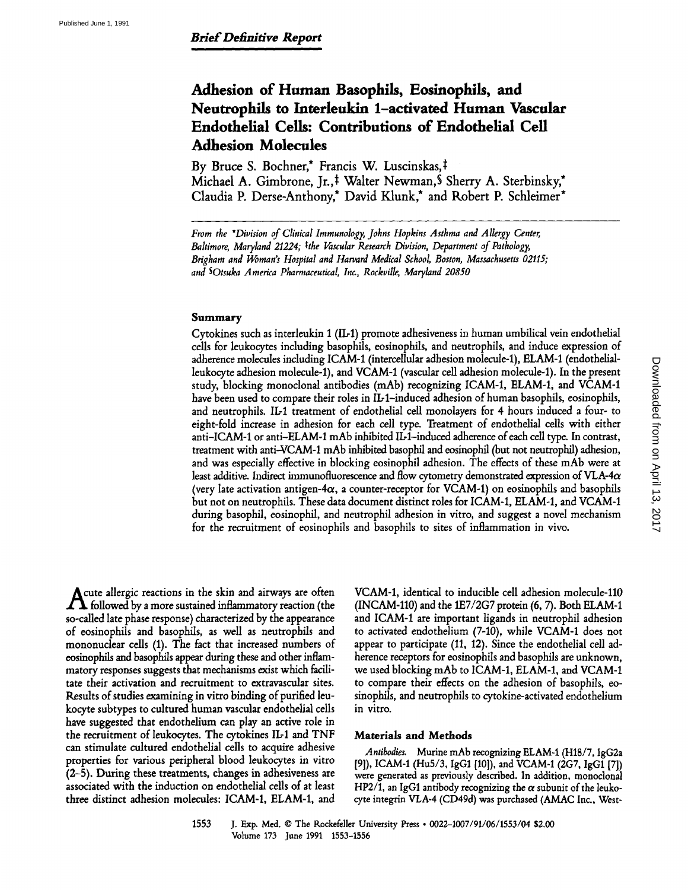*Brief Definitive Report*

# Adhesion of Human Basophils, Eosinophils, and Neutrophils to Interleukin 1-activated Human Vascular Endothelial Cells: Contributions of Endothelial Cell Adhesion Molecules

By Bruce S. Bochner,* Francis W. Luscinskas,‡ Michael A. Gimbrone, Jr.,‡ Walter Newman,§ Sherry A. Sterbinsky,* Claudia P. Derse-Anthony,* David Klunk,* and Robert P. Schleimer*

*From the \*Division of Clinical Immunology, Johns Hopkins Asthma and Allergy Center, Baltimore, Maryland 21224; ‡the Vascular Research Division, Department of Pathology, Brigham and Woman's Hospital and Harvard Medical School, Boston, Massachusetts 02115; and §Otsuka America Pharmaceutical, Inc., Rockville, Maryland 20850*

## Summary

Cytokines such as interleukin 1 (IL-1) promote adhesiveness in human umbilical vein endothelial cells for leukocytes including basophils, eosinophils, and neutrophils, and induce expression of adherence molecules including ICAM-1 (intercellular adhesion molecule-1), ELAM-1 (endothelial-leukocyte adhesion molecule-1), and VCAM-1 (vascular cell adhesion molecule-1). In the present study, blocking monoclonal antibodies (mAb) recognizing ICAM-1, ELAM-1, and VCAM-1 have been used to compare their roles in IL-1-induced adhesion of human basophils, eosinophils, and neutrophils. IL-1 treatment of endothelial cell monolayers for 4 hours induced a four- to eight-fold increase in adhesion for each cell type. Treatment of endothelial cells with either anti-ICAM-1 or anti-ELAM-1 mAb inhibited IL-1-induced adherence of each cell type. In contrast, treatment with anti-VCAM-1 mAb inhibited basophil and eosinophil (but not neutrophil) adhesion, and was especially effective in blocking eosinophil adhesion. The effects of these mAb were at least additive. Indirect immunofluorescence and flow cytometry demonstrated expression of VLA-4$\alpha$ (very late activation antigen-4$\alpha$, a counter-receptor for VCAM-1) on eosinophils and basophils but not on neutrophils. These data document distinct roles for ICAM-1, ELAM-1, and VCAM-1 during basophil, eosinophil, and neutrophil adhesion in vitro, and suggest a novel mechanism for the recruitment of eosinophils and basophils to sites of inflammation in vivo.

Acute allergic reactions in the skin and airways are often followed by a more sustained inflammatory reaction (the so-called late phase response) characterized by the appearance of eosinophils and basophils, as well as neutrophils and mononuclear cells (1). The fact that increased numbers of eosinophils and basophils appear during these and other inflammatory responses suggests that mechanisms exist which facilitate their activation and recruitment to extravascular sites. Results of studies examining in vitro binding of purified leukocyte subtypes to cultured human vascular endothelial cells have suggested that endothelium can play an active role in the recruitment of leukocytes. The cytokines IL-1 and TNF can stimulate cultured endothelial cells to acquire adhesive properties for various peripheral blood leukocytes in vitro (2-5). During these treatments, changes in adhesiveness are associated with the induction on endothelial cells of at least three distinct adhesion molecules: ICAM-1, ELAM-1, and VCAM-1, identical to inducible cell adhesion molecule-110 (INCAM-110) and the 1E7/2G7 protein (6, 7). Both ELAM-1 and ICAM-1 are important ligands in neutrophil adhesion to activated endothelium (7-10), while VCAM-1 does not appear to participate (11, 12). Since the endothelial cell adherence receptors for eosinophils and basophils are unknown, we used blocking mAb to ICAM-1, ELAM-1, and VCAM-1 to compare their effects on the adhesion of basophils, eosinophils, and neutrophils to cytokine-activated endothelium in vitro.

## Materials and Methods

*Antibodies.* Murine mAb recognizing ELAM-1 (H18/7, IgG2a [9]), ICAM-1 (Hu5/3, IgG1 [10]), and VCAM-1 (2G7, IgG1 [7]) were generated as previously described. In addition, monoclonal HP2/1, an IgG1 antibody recognizing the $\alpha$ subunit of the leukocyte integrin VLA-4 (CD49d) was purchased (AMAC Inc., West-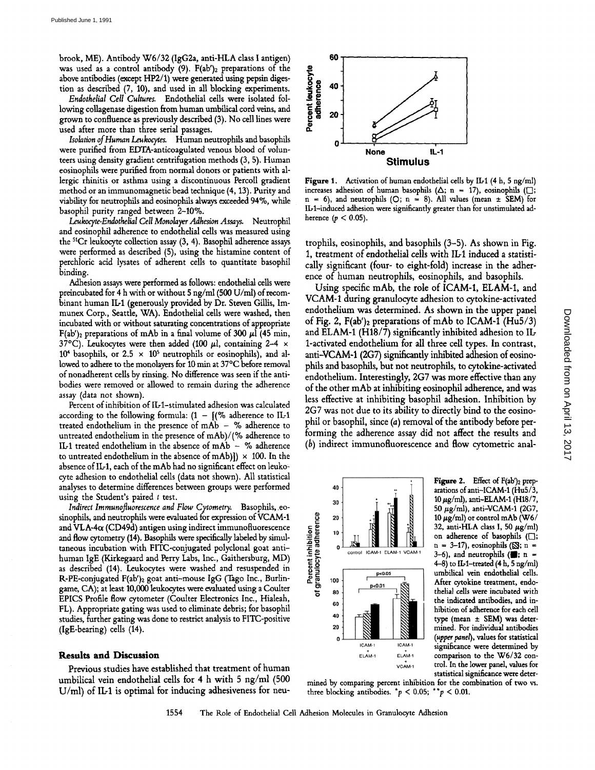brook, ME). Antibody W6/32 (IgG2a, anti-HLA class I antigen) was used as a control antibody (9). $F(ab')_2$ preparations of the above antibodies (except HP2/1) were generated using pepsin digestion as described (7, 10), and used in all blocking experiments.

*Endothelial Cell Cultures.* Endothelial cells were isolated following collagenase digestion from human umbilical cord veins, and grown to confluence as previously described (3). No cell lines were used after more than three serial passages.

*Isolation of Human Leukocytes.* Human neutrophils and basophils were purified from EDTA-anticoagulated venous blood of volunteers using density gradient centrifugation methods (3, 5). Human eosinophils were purified from normal donors or patients with allergic rhinitis or asthma using a discontinuous Percoll gradient method or an immunomagnetic bead technique (4, 13). Purity and viability for neutrophils and eosinophils always exceeded 94%, while basophil purity ranged between 2–10%.

*Leukocyte-Endothelial Cell Monolayer Adhesion Assays.* Neutrophil and eosinophil adherence to endothelial cells was measured using the $^{51}$Cr leukocyte collection assay (3, 4). Basophil adherence assays were performed as described (5), using the histamine content of perchloric acid lysates of adherent cells to quantitate basophil binding.

Adhesion assays were performed as follows: endothelial cells were preincubated for 4 h with or without 5 ng/ml (500 U/ml) of recombinant human IL-1 (generously provided by Dr. Steven Gillis, Immunex Corp., Seattle, WA). Endothelial cells were washed, then incubated with or without saturating concentrations of appropriate $F(ab')_2$ preparations of mAb in a final volume of 300 $\mu$l (45 min, 37°C). Leukocytes were then added (100 $\mu$l, containing 2–4 × $10^4$ basophils, or 2.5 × $10^5$ neutrophils or eosinophils), and allowed to adhere to the monolayers for 10 min at 37°C before removal of nonadherent cells by rinsing. No difference was seen if the antibodies were removed or allowed to remain during the adherence assay (data not shown).

Percent of inhibition of IL-1–stimulated adhesion was calculated according to the following formula: (1 − [(% adherence to IL-1 treated endothelium in the presence of mAb − % adherence to untreated endothelium in the presence of mAb)/(% adherence to IL-1 treated endothelium in the absence of mAb − % adherence to untreated endothelium in the absence of mAb)]) × 100. In the absence of IL-1, each of the mAb had no significant effect on leukocyte adhesion to endothelial cells (data not shown). All statistical analyses to determine differences between groups were performed using the Student's paired *t* test.

*Indirect Immunofluorescence and Flow Cytometry.* Basophils, eosinophils, and neutrophils were evaluated for expression of VCAM-1 and VLA-4$\alpha$ (CD49d) antigen using indirect immunofluorescence and flow cytometry (14). Basophils were specifically labeled by simultaneous incubation with FITC-conjugated polyclonal goat anti-human IgE (Kirkegaard and Perry Labs, Inc., Gaithersburg, MD) as described (14). Leukocytes were washed and resuspended in R-PE-conjugated $F(ab')_2$ goat anti-mouse IgG (Tago Inc., Burlingame, CA); at least 10,000 leukocytes were evaluated using a Coulter EPICS Profile flow cytometer (Coulter Electronics Inc., Hialeah, FL). Appropriate gating was used to eliminate debris; for basophil studies, further gating was done to restrict analysis to FITC-positive (IgE-bearing) cells (14).

## Results and Discussion

Previous studies have established that treatment of human umbilical vein endothelial cells for 4 h with 5 ng/ml (500 U/ml) of IL-1 is optimal for inducing adhesiveness for neutrophils, eosinophils, and basophils (3–5). As shown in Fig. 1, treatment of endothelial cells with IL-1 induced a statistically significant (four- to eight-fold) increase in the adherence of human neutrophils, eosinophils, and basophils.

**Figure 1.** Activation of human endothelial cells by IL-1 (4 h, 5 ng/ml) increases adhesion of human basophils (△; n = 17), eosinophils (□; n = 6), and neutrophils (○; n = 8). All values (mean ± SEM) for IL-1–induced adhesion were significantly greater than for unstimulated adherence ($p < 0.05$).

Using specific mAb, the role of ICAM-1, ELAM-1, and VCAM-1 during granulocyte adhesion to cytokine-activated endothelium was determined. As shown in the upper panel of Fig. 2, $F(ab')_2$ preparations of mAb to ICAM-1 (Hu5/3) and ELAM-1 (H18/7) significantly inhibited adhesion to IL-1-activated endothelium for all three cell types. In contrast, anti-VCAM-1 (2G7) significantly inhibited adhesion of eosinophils and basophils, but not neutrophils, to cytokine-activated endothelium. Interestingly, 2G7 was more effective than any of the other mAb at inhibiting eosinophil adherence, and was less effective at inhibiting basophil adhesion. Inhibition by 2G7 was not due to its ability to directly bind to the eosinophil or basophil, since (*a*) removal of the antibody before performing the adherence assay did not affect the results and (*b*) indirect immunofluorescence and flow cytometric anal-

**Figure 2.** Effect of $F(ab')_2$ preparations of anti-ICAM-1 (Hu5/3, 10 $\mu$g/ml), anti-ELAM-1 (H18/7, 50 $\mu$g/ml), anti-VCAM-1 (2G7, 10 $\mu$g/ml) or control mAb (W6/32, anti-HLA class I, 50 $\mu$g/ml) on adherence of basophils (□; n = 3–17), eosinophils (▨; n = 3–6), and neutrophils (■; n = 4–8) to IL-1–treated (4 h, 5 ng/ml) umbilical vein endothelial cells. After cytokine treatment, endothelial cells were incubated with the indicated antibodies, and inhibition of adherence for each cell type (mean ± SEM) was determined. For individual antibodies (*upper panel*), values for statistical significance were determined by comparison to the W6/32 control. In the lower panel, values for statistical significance were determined by comparing percent inhibition for the combination of two vs. three blocking antibodies. *$p < 0.05$; **$p < 0.01$.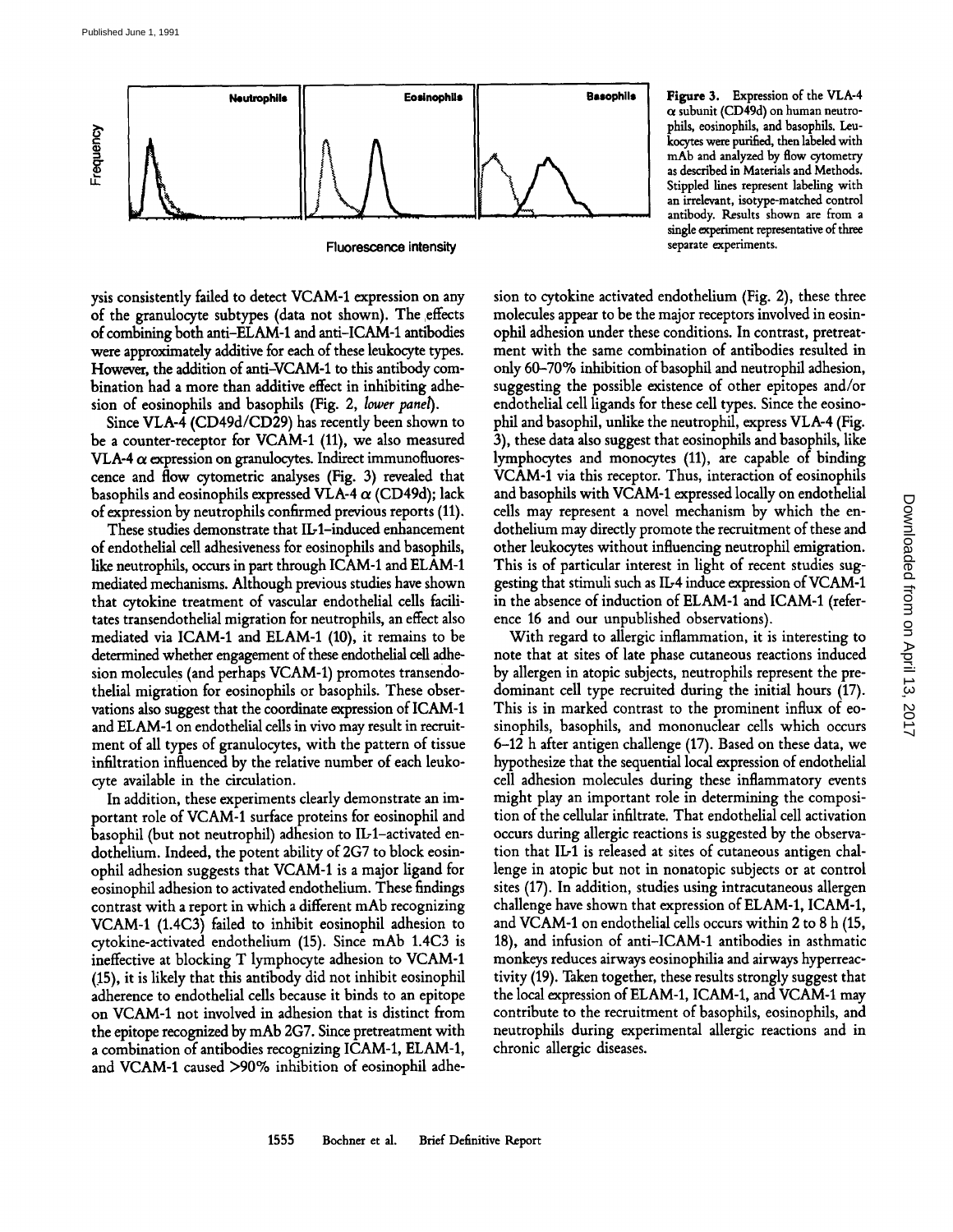Figure 3. Expression of the VLA-4 $\alpha$ subunit (CD49d) on human neutrophils, eosinophils, and basophils. Leukocytes were purified, then labeled with mAb and analyzed by flow cytometry as described in Materials and Methods. Stippled lines represent labeling with an irrelevant, isotype-matched control antibody. Results shown are from a single experiment representative of three separate experiments.

ysis consistently failed to detect VCAM-1 expression on any of the granulocyte subtypes (data not shown). The effects of combining both anti-ELAM-1 and anti-ICAM-1 antibodies were approximately additive for each of these leukocyte types. However, the addition of anti-VCAM-1 to this antibody combination had a more than additive effect in inhibiting adhesion of eosinophils and basophils (Fig. 2, *lower panel*).

Since VLA-4 (CD49d/CD29) has recently been shown to be a counter-receptor for VCAM-1 (11), we also measured VLA-4 $\alpha$ expression on granulocytes. Indirect immunofluorescence and flow cytometric analyses (Fig. 3) revealed that basophils and eosinophils expressed VLA-4 $\alpha$ (CD49d); lack of expression by neutrophils confirmed previous reports (11).

These studies demonstrate that IL-1-induced enhancement of endothelial cell adhesiveness for eosinophils and basophils, like neutrophils, occurs in part through ICAM-1 and ELAM-1 mediated mechanisms. Although previous studies have shown that cytokine treatment of vascular endothelial cells facilitates transendothelial migration for neutrophils, an effect also mediated via ICAM-1 and ELAM-1 (10), it remains to be determined whether engagement of these endothelial cell adhesion molecules (and perhaps VCAM-1) promotes transendothelial migration for eosinophils or basophils. These observations also suggest that the coordinate expression of ICAM-1 and ELAM-1 on endothelial cells in vivo may result in recruitment of all types of granulocytes, with the pattern of tissue infiltration influenced by the relative number of each leukocyte available in the circulation.

In addition, these experiments clearly demonstrate an important role of VCAM-1 surface proteins for eosinophil and basophil (but not neutrophil) adhesion to IL-1-activated endothelium. Indeed, the potent ability of 2G7 to block eosinophil adhesion suggests that VCAM-1 is a major ligand for eosinophil adhesion to activated endothelium. These findings contrast with a report in which a different mAb recognizing VCAM-1 (1.4C3) failed to inhibit eosinophil adhesion to cytokine-activated endothelium (15). Since mAb 1.4C3 is ineffective at blocking T lymphocyte adhesion to VCAM-1 (15), it is likely that this antibody did not inhibit eosinophil adherence to endothelial cells because it binds to an epitope on VCAM-1 not involved in adhesion that is distinct from the epitope recognized by mAb 2G7. Since pretreatment with a combination of antibodies recognizing ICAM-1, ELAM-1, and VCAM-1 caused >90% inhibition of eosinophil adhesion to cytokine activated endothelium (Fig. 2), these three molecules appear to be the major receptors involved in eosinophil adhesion under these conditions. In contrast, pretreatment with the same combination of antibodies resulted in only 60-70% inhibition of basophil and neutrophil adhesion, suggesting the possible existence of other epitopes and/or endothelial cell ligands for these cell types. Since the eosinophil and basophil, unlike the neutrophil, express VLA-4 (Fig. 3), these data also suggest that eosinophils and basophils, like lymphocytes and monocytes (11), are capable of binding VCAM-1 via this receptor. Thus, interaction of eosinophils and basophils with VCAM-1 expressed locally on endothelial cells may represent a novel mechanism by which the endothelium may directly promote the recruitment of these and other leukocytes without influencing neutrophil emigration. This is of particular interest in light of recent studies suggesting that stimuli such as IL-4 induce expression of VCAM-1 in the absence of induction of ELAM-1 and ICAM-1 (reference 16 and our unpublished observations).

With regard to allergic inflammation, it is interesting to note that at sites of late phase cutaneous reactions induced by allergen in atopic subjects, neutrophils represent the predominant cell type recruited during the initial hours (17). This is in marked contrast to the prominent influx of eosinophils, basophils, and mononuclear cells which occurs 6-12 h after antigen challenge (17). Based on these data, we hypothesize that the sequential local expression of endothelial cell adhesion molecules during these inflammatory events might play an important role in determining the composition of the cellular infiltrate. That endothelial cell activation occurs during allergic reactions is suggested by the observation that IL-1 is released at sites of cutaneous antigen challenge in atopic but not in nonatopic subjects or at control sites (17). In addition, studies using intracutaneous allergen challenge have shown that expression of ELAM-1, ICAM-1, and VCAM-1 on endothelial cells occurs within 2 to 8 h (15, 18), and infusion of anti-ICAM-1 antibodies in asthmatic monkeys reduces airways eosinophilia and airways hyperreactivity (19). Taken together, these results strongly suggest that the local expression of ELAM-1, ICAM-1, and VCAM-1 may contribute to the recruitment of basophils, eosinophils, and neutrophils during experimental allergic reactions and in chronic allergic diseases.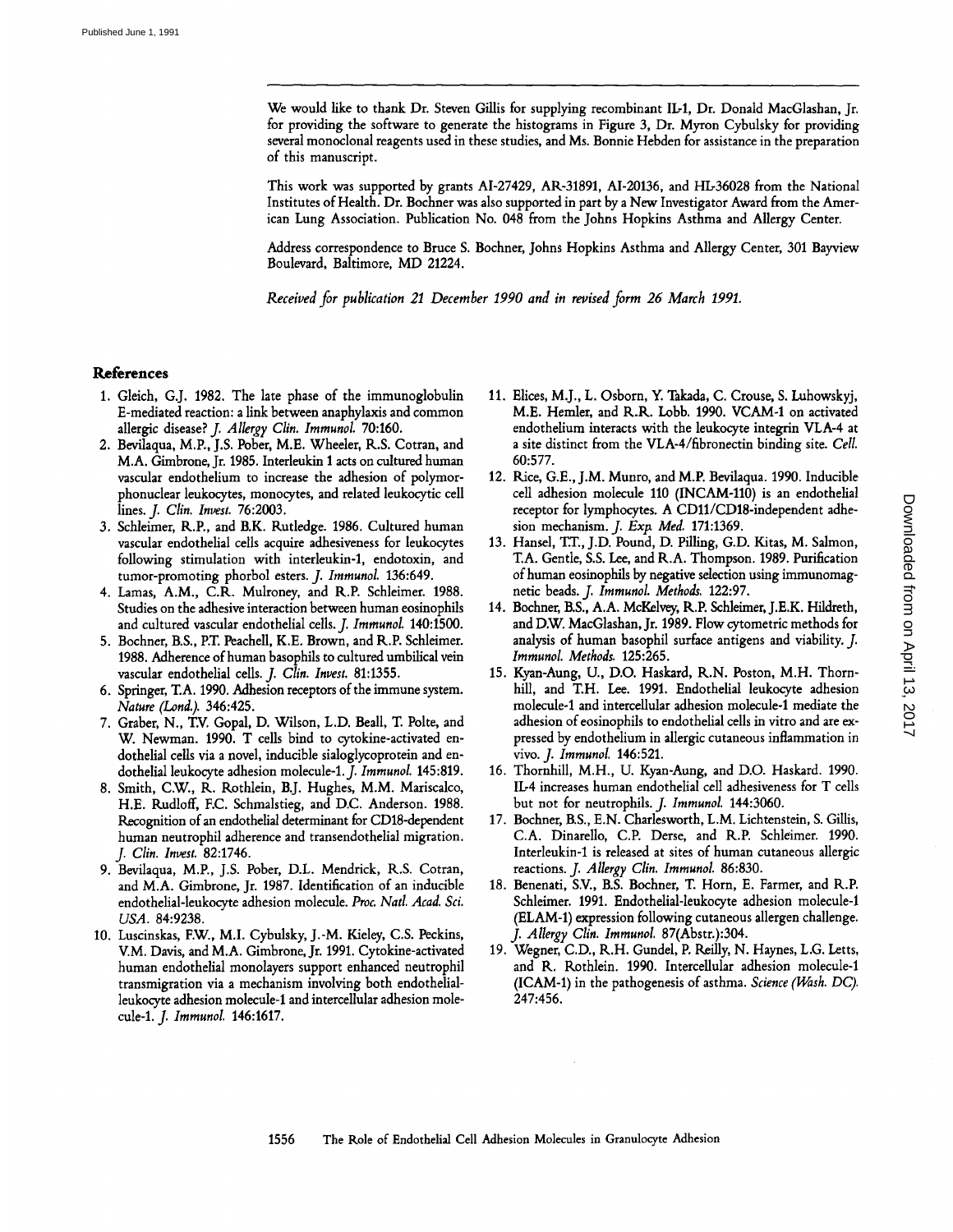We would like to thank Dr. Steven Gillis for supplying recombinant IL-1, Dr. Donald MacGlashan, Jr. for providing the software to generate the histograms in Figure 3, Dr. Myron Cybulsky for providing several monoclonal reagents used in these studies, and Ms. Bonnie Hebden for assistance in the preparation of this manuscript.

This work was supported by grants AI-27429, AR-31891, AI-20136, and HL-36028 from the National Institutes of Health. Dr. Bochner was also supported in part by a New Investigator Award from the American Lung Association. Publication No. 048 from the Johns Hopkins Asthma and Allergy Center.

Address correspondence to Bruce S. Bochner, Johns Hopkins Asthma and Allergy Center, 301 Bayview Boulevard, Baltimore, MD 21224.

*Received for publication 21 December 1990 and in revised form 26 March 1991.*

## References

1. Gleich, G.J. 1982. The late phase of the immunoglobulin E-mediated reaction: a link between anaphylaxis and common allergic disease? *J. Allergy Clin. Immunol.* 70:160.
2. Bevilaqua, M.P., J.S. Pober, M.E. Wheeler, R.S. Cotran, and M.A. Gimbrone, Jr. 1985. Interleukin 1 acts on cultured human vascular endothelium to increase the adhesion of polymorphonuclear leukocytes, monocytes, and related leukocytic cell lines. *J. Clin. Invest.* 76:2003.
3. Schleimer, R.P., and B.K. Rutledge. 1986. Cultured human vascular endothelial cells acquire adhesiveness for leukocytes following stimulation with interleukin-1, endotoxin, and tumor-promoting phorbol esters. *J. Immunol.* 136:649.
4. Lamas, A.M., C.R. Mulroney, and R.P. Schleimer. 1988. Studies on the adhesive interaction between human eosinophils and cultured vascular endothelial cells. *J. Immunol.* 140:1500.
5. Bochner, B.S., P.T. Peachell, K.E. Brown, and R.P. Schleimer. 1988. Adherence of human basophils to cultured umbilical vein vascular endothelial cells. *J. Clin. Invest.* 81:1355.
6. Springer, T.A. 1990. Adhesion receptors of the immune system. *Nature (Lond.).* 346:425.
7. Graber, N., T.V. Gopal, D. Wilson, L.D. Beall, T. Polte, and W. Newman. 1990. T cells bind to cytokine-activated endothelial cells via a novel, inducible sialoglycoprotein and endothelial leukocyte adhesion molecule-1. *J. Immunol.* 145:819.
8. Smith, C.W., R. Rothlein, B.J. Hughes, M.M. Mariscalco, H.E. Rudloff, F.C. Schmalstieg, and D.C. Anderson. 1988. Recognition of an endothelial determinant for CD18-dependent human neutrophil adherence and transendothelial migration. *J. Clin. Invest.* 82:1746.
9. Bevilaqua, M.P., J.S. Pober, D.L. Mendrick, R.S. Cotran, and M.A. Gimbrone, Jr. 1987. Identification of an inducible endothelial-leukocyte adhesion molecule. *Proc. Natl. Acad. Sci. USA.* 84:9238.
10. Luscinskas, F.W., M.I. Cybulsky, J.-M. Kieley, C.S. Peckins, V.M. Davis, and M.A. Gimbrone, Jr. 1991. Cytokine-activated human endothelial monolayers support enhanced neutrophil transmigration via a mechanism involving both endothelial-leukocyte adhesion molecule-1 and intercellular adhesion molecule-1. *J. Immunol.* 146:1617.
11. Elices, M.J., L. Osborn, Y. Takada, C. Crouse, S. Luhowskyj, M.E. Hemler, and R.R. Lobb. 1990. VCAM-1 on activated endothelium interacts with the leukocyte integrin VLA-4 at a site distinct from the VLA-4/fibronectin binding site. *Cell.* 60:577.
12. Rice, G.E., J.M. Munro, and M.P. Bevilaqua. 1990. Inducible cell adhesion molecule 110 (INCAM-110) is an endothelial receptor for lymphocytes. A CD11/CD18-independent adhesion mechanism. *J. Exp. Med.* 171:1369.
13. Hansel, T.T., J.D. Pound, D. Pilling, G.D. Kitas, M. Salmon, T.A. Gentle, S.S. Lee, and R.A. Thompson. 1989. Purification of human eosinophils by negative selection using immunomagnetic beads. *J. Immunol. Methods.* 122:97.
14. Bochner, B.S., A.A. McKelvey, R.P. Schleimer, J.E.K. Hildreth, and D.W. MacGlashan, Jr. 1989. Flow cytometric methods for analysis of human basophil surface antigens and viability. *J. Immunol. Methods.* 125:265.
15. Kyan-Aung, U., D.O. Haskard, R.N. Poston, M.H. Thornhill, and T.H. Lee. 1991. Endothelial leukocyte adhesion molecule-1 and intercellular adhesion molecule-1 mediate the adhesion of eosinophils to endothelial cells in vitro and are expressed by endothelium in allergic cutaneous inflammation in vivo. *J. Immunol.* 146:521.
16. Thornhill, M.H., U. Kyan-Aung, and D.O. Haskard. 1990. IL-4 increases human endothelial cell adhesiveness for T cells but not for neutrophils. *J. Immunol.* 144:3060.
17. Bochner, B.S., E.N. Charlesworth, L.M. Lichtenstein, S. Gillis, C.A. Dinarello, C.P. Derse, and R.P. Schleimer. 1990. Interleukin-1 is released at sites of human cutaneous allergic reactions. *J. Allergy Clin. Immunol.* 86:830.
18. Benenati, S.V., B.S. Bochner, T. Horn, E. Farmer, and R.P. Schleimer. 1991. Endothelial-leukocyte adhesion molecule-1 (ELAM-1) expression following cutaneous allergen challenge. *J. Allergy Clin. Immunol.* 87(Abstr.):304.
19. Wegner, C.D., R.H. Gundel, P. Reilly, N. Haynes, L.G. Letts, and R. Rothlein. 1990. Intercellular adhesion molecule-1 (ICAM-1) in the pathogenesis of asthma. *Science (Wash. DC).* 247:456.